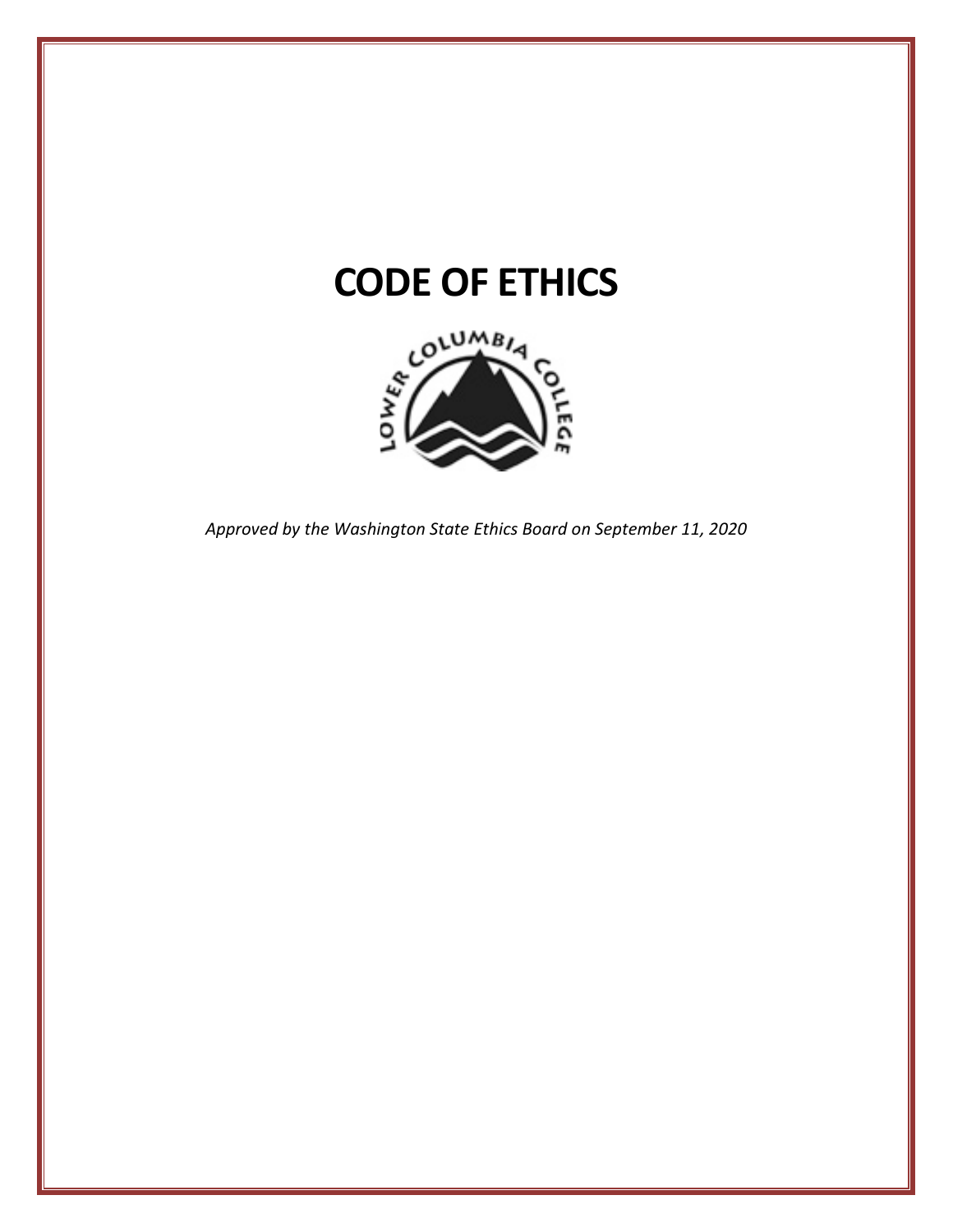# CODE OF ETHICS

*Approved by the Washington State Ethics Board on September 11, 2020*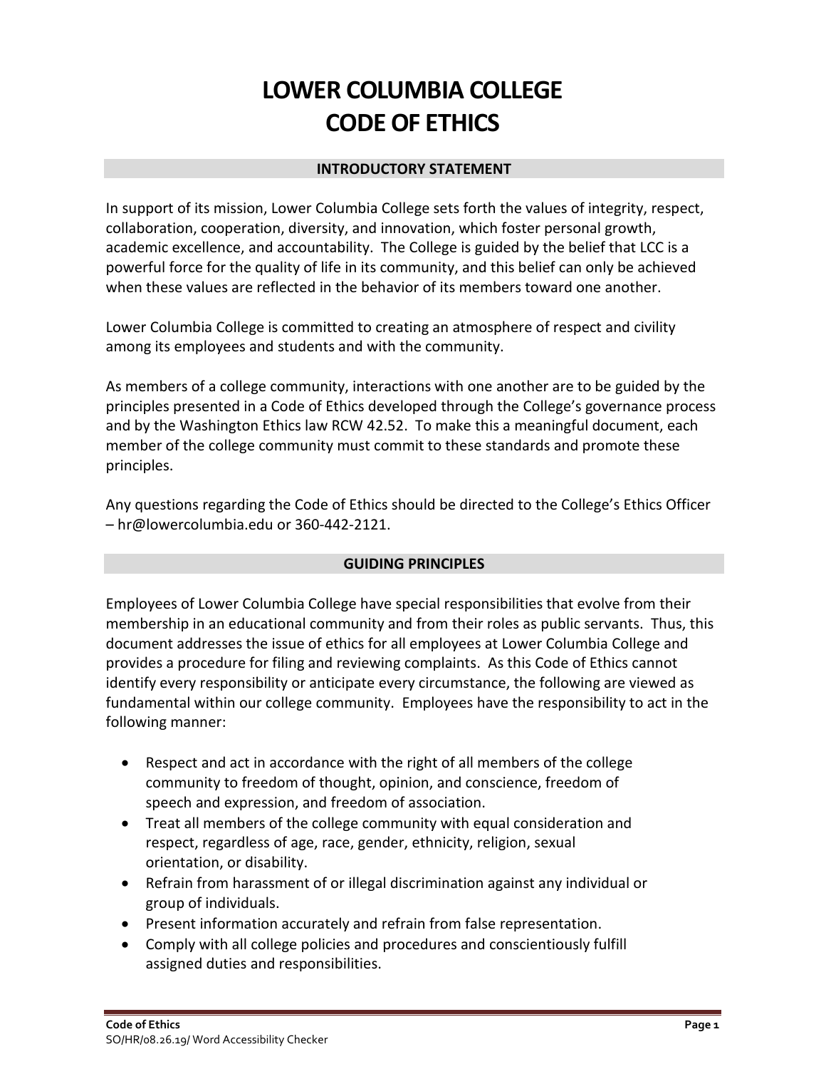# LOWER COLUMBIA COLLEGE CODE OF ETHICS

## INTRODUCTORY STATEMENT

In support of its mission, Lower Columbia College sets forth the values of integrity, respect, collaboration, cooperation, diversity, and innovation, which foster personal growth, academic excellence, and accountability. The College is guided by the belief that LCC is a powerful force for the quality of life in its community, and this belief can only be achieved when these values are reflected in the behavior of its members toward one another.

Lower Columbia College is committed to creating an atmosphere of respect and civility among its employees and students and with the community.

As members of a college community, interactions with one another are to be guided by the principles presented in a Code of Ethics developed through the College's governance process and by the Washington Ethics law RCW 42.52. To make this a meaningful document, each member of the college community must commit to these standards and promote these principles.

Any questions regarding the Code of Ethics should be directed to the College's Ethics Officer – hr@lowercolumbia.edu or 360-442-2121.

## GUIDING PRINCIPLES

Employees of Lower Columbia College have special responsibilities that evolve from their membership in an educational community and from their roles as public servants. Thus, this document addresses the issue of ethics for all employees at Lower Columbia College and provides a procedure for filing and reviewing complaints. As this Code of Ethics cannot identify every responsibility or anticipate every circumstance, the following are viewed as fundamental within our college community. Employees have the responsibility to act in the following manner:

- Respect and act in accordance with the right of all members of the college community to freedom of thought, opinion, and conscience, freedom of speech and expression, and freedom of association.
- Treat all members of the college community with equal consideration and respect, regardless of age, race, gender, ethnicity, religion, sexual orientation, or disability.
- Refrain from harassment of or illegal discrimination against any individual or group of individuals.
- Present information accurately and refrain from false representation.
- Comply with all college policies and procedures and conscientiously fulfill assigned duties and responsibilities.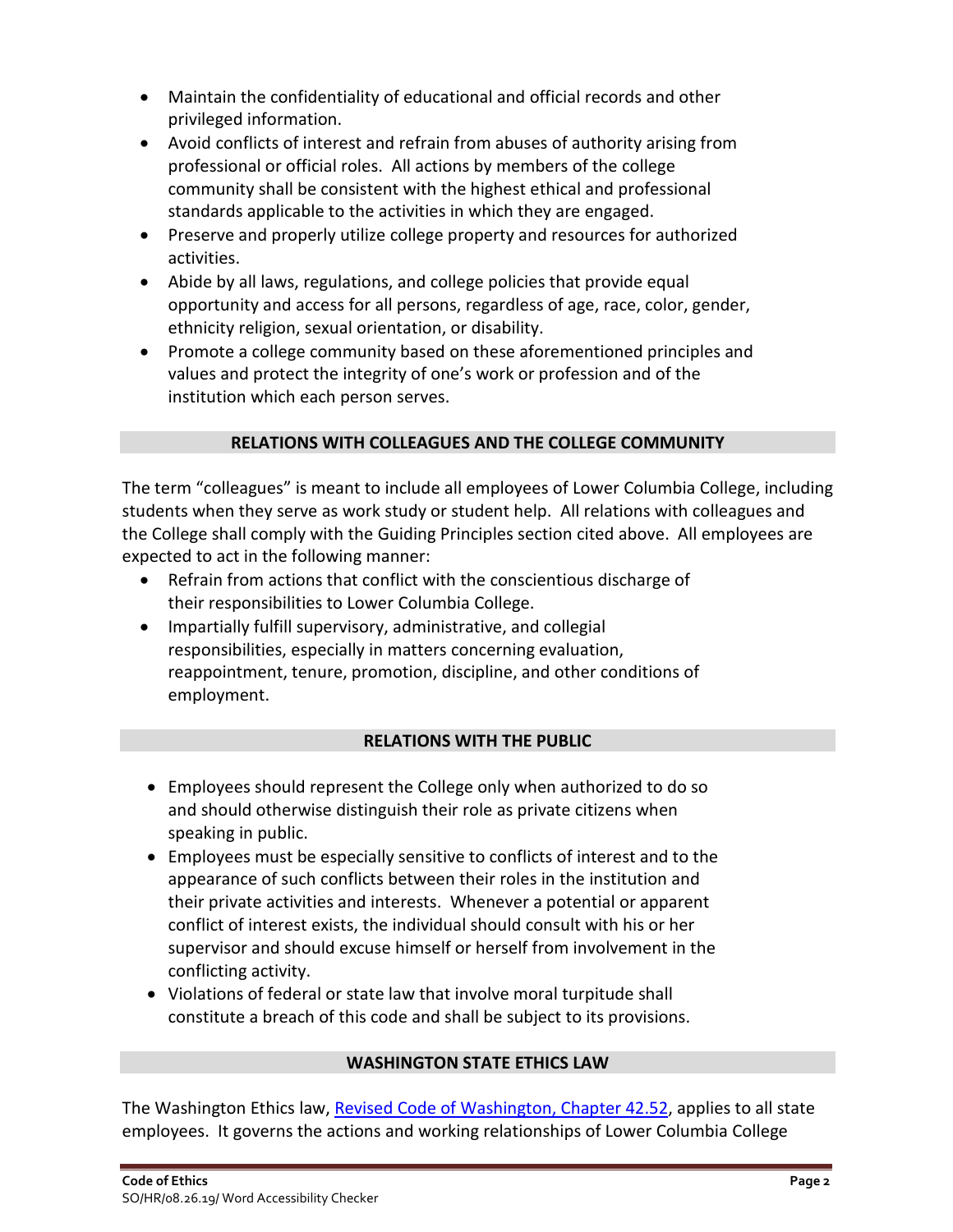- Maintain the confidentiality of educational and official records and other privileged information.
- Avoid conflicts of interest and refrain from abuses of authority arising from professional or official roles. All actions by members of the college community shall be consistent with the highest ethical and professional standards applicable to the activities in which they are engaged.
- Preserve and properly utilize college property and resources for authorized activities.
- Abide by all laws, regulations, and college policies that provide equal opportunity and access for all persons, regardless of age, race, color, gender, ethnicity religion, sexual orientation, or disability.
- Promote a college community based on these aforementioned principles and values and protect the integrity of one's work or profession and of the institution which each person serves.

## RELATIONS WITH COLLEAGUES AND THE COLLEGE COMMUNITY

The term "colleagues" is meant to include all employees of Lower Columbia College, including students when they serve as work study or student help. All relations with colleagues and the College shall comply with the Guiding Principles section cited above. All employees are expected to act in the following manner:

- Refrain from actions that conflict with the conscientious discharge of their responsibilities to Lower Columbia College.
- Impartially fulfill supervisory, administrative, and collegial responsibilities, especially in matters concerning evaluation, reappointment, tenure, promotion, discipline, and other conditions of employment.

## RELATIONS WITH THE PUBLIC

- Employees should represent the College only when authorized to do so and should otherwise distinguish their role as private citizens when speaking in public.
- Employees must be especially sensitive to conflicts of interest and to the appearance of such conflicts between their roles in the institution and their private activities and interests. Whenever a potential or apparent conflict of interest exists, the individual should consult with his or her supervisor and should excuse himself or herself from involvement in the conflicting activity.
- Violations of federal or state law that involve moral turpitude shall constitute a breach of this code and shall be subject to its provisions.

## WASHINGTON STATE ETHICS LAW

The Washington Ethics law, [Revised Code of Washington, Chapter 42.52](), applies to all state employees. It governs the actions and working relationships of Lower Columbia College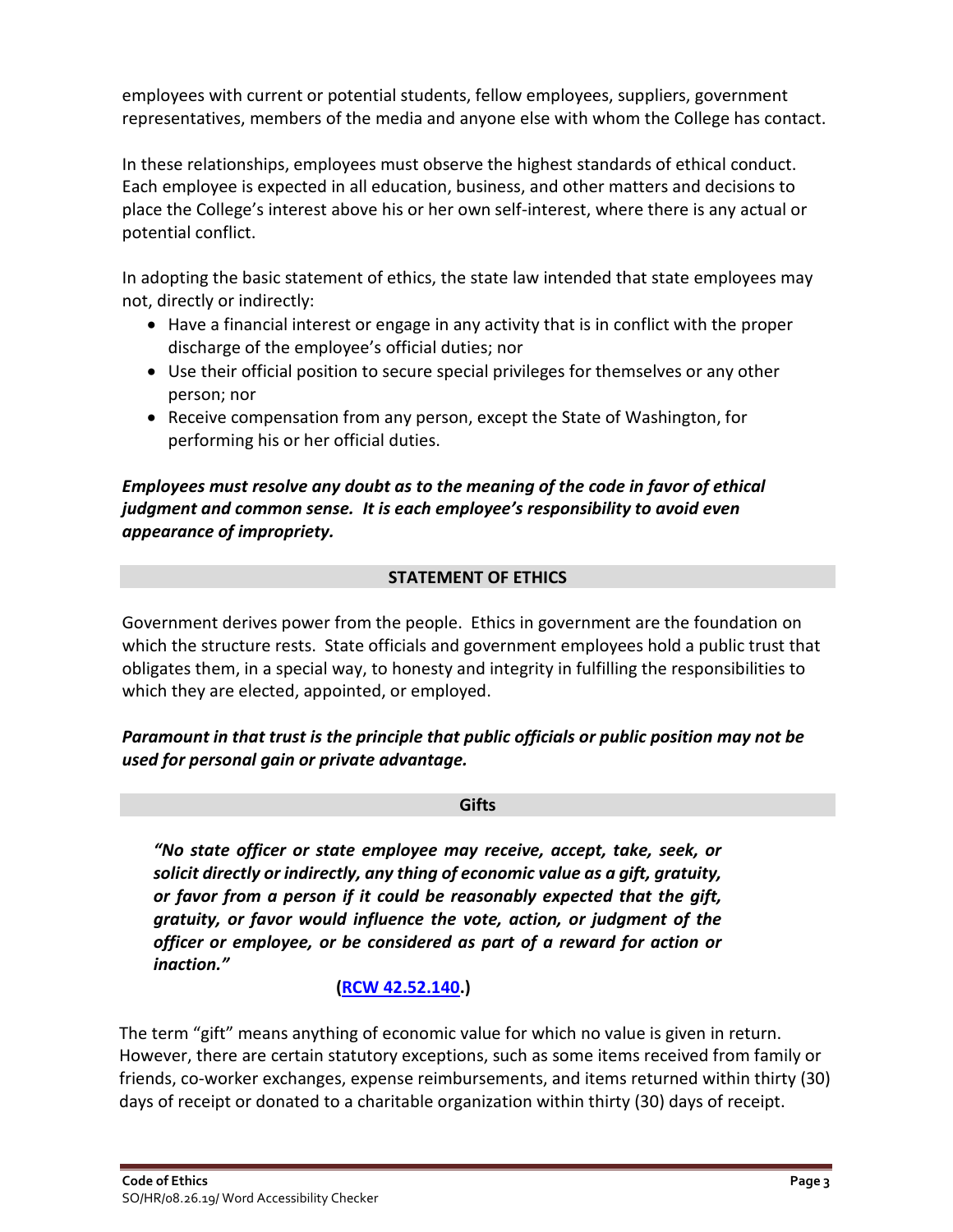employees with current or potential students, fellow employees, suppliers, government representatives, members of the media and anyone else with whom the College has contact.

In these relationships, employees must observe the highest standards of ethical conduct. Each employee is expected in all education, business, and other matters and decisions to place the College's interest above his or her own self-interest, where there is any actual or potential conflict.

In adopting the basic statement of ethics, the state law intended that state employees may not, directly or indirectly:

- Have a financial interest or engage in any activity that is in conflict with the proper discharge of the employee's official duties; nor
- Use their official position to secure special privileges for themselves or any other person; nor
- Receive compensation from any person, except the State of Washington, for performing his or her official duties.

***Employees must resolve any doubt as to the meaning of the code in favor of ethical judgment and common sense. It is each employee's responsibility to avoid even appearance of impropriety.***

## STATEMENT OF ETHICS

Government derives power from the people. Ethics in government are the foundation on which the structure rests. State officials and government employees hold a public trust that obligates them, in a special way, to honesty and integrity in fulfilling the responsibilities to which they are elected, appointed, or employed.

***Paramount in that trust is the principle that public officials or public position may not be used for personal gain or private advantage.***

## Gifts

> ***"No state officer or state employee may receive, accept, take, seek, or solicit directly or indirectly, any thing of economic value as a gift, gratuity, or favor from a person if it could be reasonably expected that the gift, gratuity, or favor would influence the vote, action, or judgment of the officer or employee, or be considered as part of a reward for action or inaction."***
>
> **(RCW 42.52.140.)**

The term "gift" means anything of economic value for which no value is given in return. However, there are certain statutory exceptions, such as some items received from family or friends, co-worker exchanges, expense reimbursements, and items returned within thirty (30) days of receipt or donated to a charitable organization within thirty (30) days of receipt.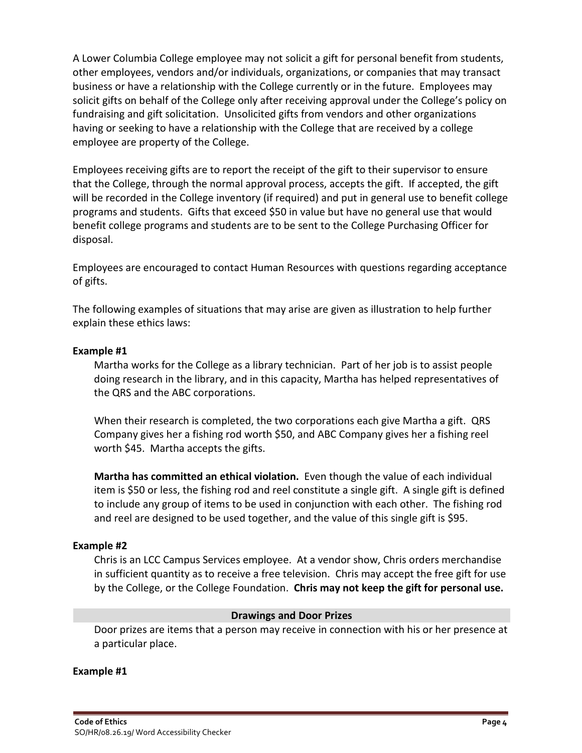A Lower Columbia College employee may not solicit a gift for personal benefit from students, other employees, vendors and/or individuals, organizations, or companies that may transact business or have a relationship with the College currently or in the future. Employees may solicit gifts on behalf of the College only after receiving approval under the College's policy on fundraising and gift solicitation. Unsolicited gifts from vendors and other organizations having or seeking to have a relationship with the College that are received by a college employee are property of the College.

Employees receiving gifts are to report the receipt of the gift to their supervisor to ensure that the College, through the normal approval process, accepts the gift. If accepted, the gift will be recorded in the College inventory (if required) and put in general use to benefit college programs and students. Gifts that exceed $50 in value but have no general use that would benefit college programs and students are to be sent to the College Purchasing Officer for disposal.

Employees are encouraged to contact Human Resources with questions regarding acceptance of gifts.

The following examples of situations that may arise are given as illustration to help further explain these ethics laws:

**Example #1**

Martha works for the College as a library technician. Part of her job is to assist people doing research in the library, and in this capacity, Martha has helped representatives of the QRS and the ABC corporations.

When their research is completed, the two corporations each give Martha a gift. QRS Company gives her a fishing rod worth $50, and ABC Company gives her a fishing reel worth $45. Martha accepts the gifts.

**Martha has committed an ethical violation.** Even though the value of each individual item is $50 or less, the fishing rod and reel constitute a single gift. A single gift is defined to include any group of items to be used in conjunction with each other. The fishing rod and reel are designed to be used together, and the value of this single gift is $95.

**Example #2**

Chris is an LCC Campus Services employee. At a vendor show, Chris orders merchandise in sufficient quantity as to receive a free television. Chris may accept the free gift for use by the College, or the College Foundation. **Chris may not keep the gift for personal use.**

## Drawings and Door Prizes

Door prizes are items that a person may receive in connection with his or her presence at a particular place.

**Example #1**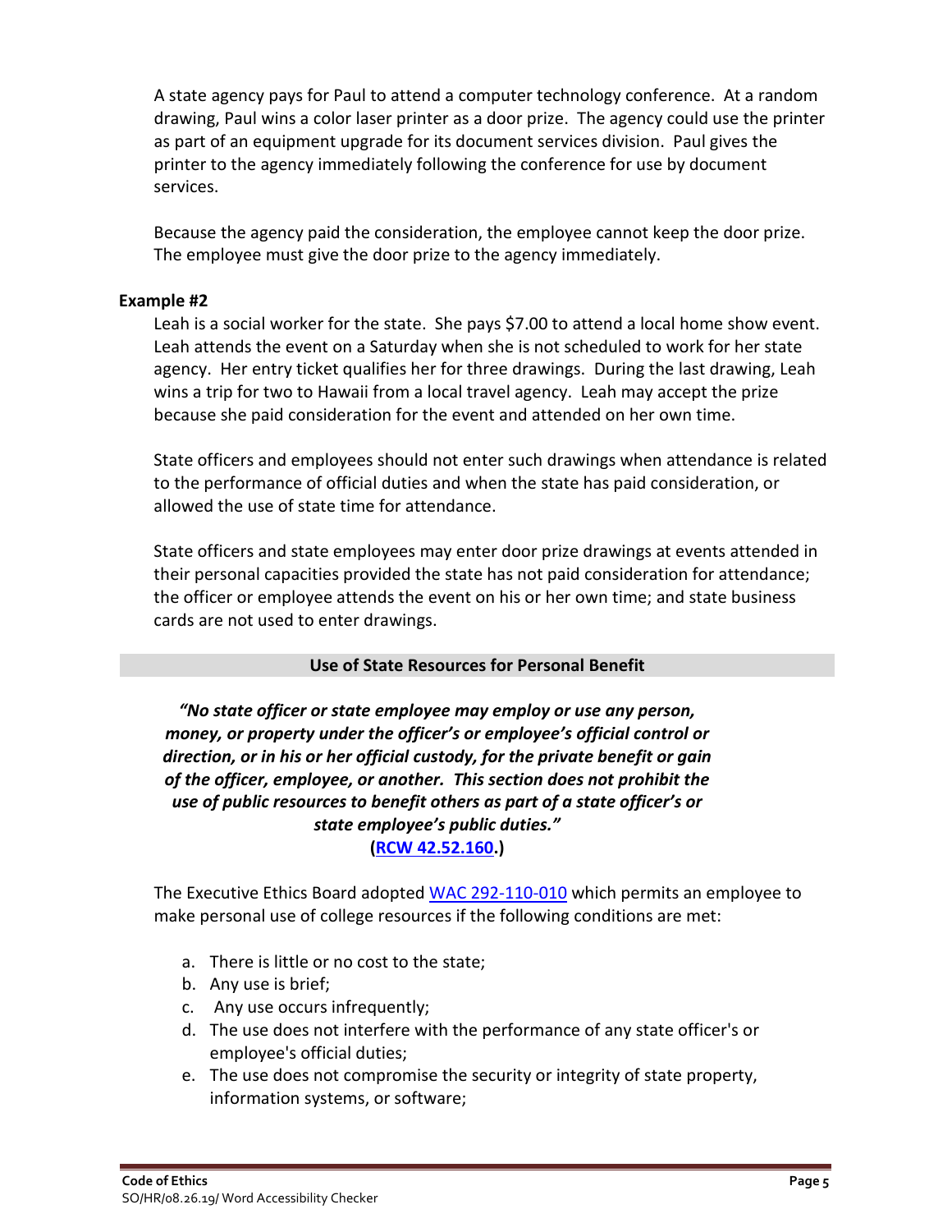A state agency pays for Paul to attend a computer technology conference. At a random drawing, Paul wins a color laser printer as a door prize. The agency could use the printer as part of an equipment upgrade for its document services division. Paul gives the printer to the agency immediately following the conference for use by document services.

Because the agency paid the consideration, the employee cannot keep the door prize. The employee must give the door prize to the agency immediately.

**Example #2**

Leah is a social worker for the state. She pays $7.00 to attend a local home show event. Leah attends the event on a Saturday when she is not scheduled to work for her state agency. Her entry ticket qualifies her for three drawings. During the last drawing, Leah wins a trip for two to Hawaii from a local travel agency. Leah may accept the prize because she paid consideration for the event and attended on her own time.

State officers and employees should not enter such drawings when attendance is related to the performance of official duties and when the state has paid consideration, or allowed the use of state time for attendance.

State officers and state employees may enter door prize drawings at events attended in their personal capacities provided the state has not paid consideration for attendance; the officer or employee attends the event on his or her own time; and state business cards are not used to enter drawings.

## Use of State Resources for Personal Benefit

***"No state officer or state employee may employ or use any person, money, or property under the officer's or employee's official control or direction, or in his or her official custody, for the private benefit or gain of the officer, employee, or another. This section does not prohibit the use of public resources to benefit others as part of a state officer's or state employee's public duties."***
**([RCW 42.52.160](RCW 42.52.160).)**

The Executive Ethics Board adopted [WAC 292-110-010](WAC 292-110-010) which permits an employee to make personal use of college resources if the following conditions are met:

a. There is little or no cost to the state;
b. Any use is brief;
c. Any use occurs infrequently;
d. The use does not interfere with the performance of any state officer's or employee's official duties;
e. The use does not compromise the security or integrity of state property, information systems, or software;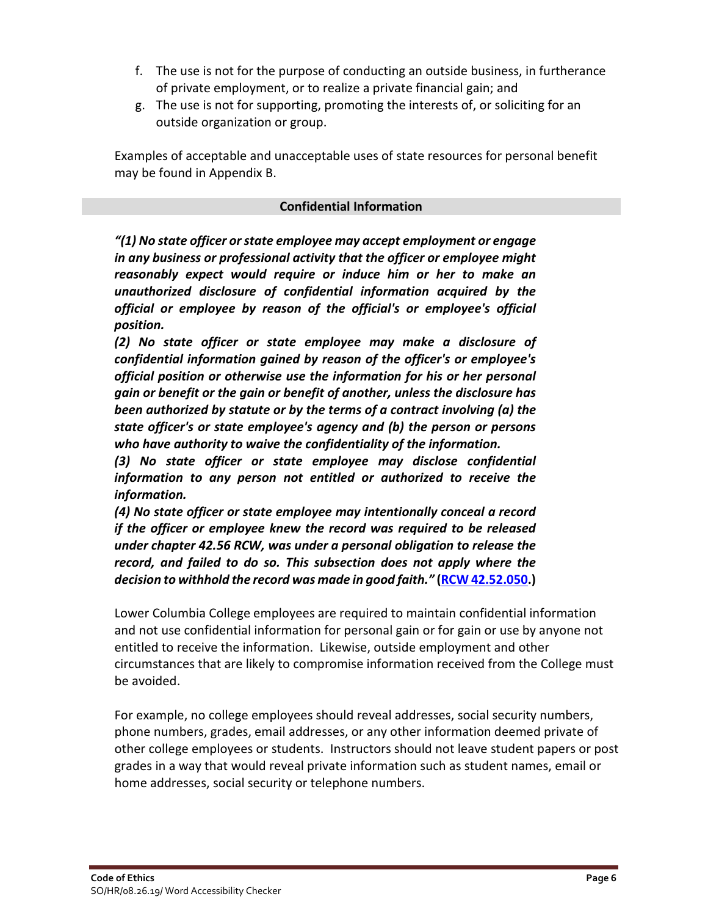f. The use is not for the purpose of conducting an outside business, in furtherance of private employment, or to realize a private financial gain; and
g. The use is not for supporting, promoting the interests of, or soliciting for an outside organization or group.

Examples of acceptable and unacceptable uses of state resources for personal benefit may be found in Appendix B.

## Confidential Information

***"(1) No state officer or state employee may accept employment or engage in any business or professional activity that the officer or employee might reasonably expect would require or induce him or her to make an unauthorized disclosure of confidential information acquired by the official or employee by reason of the official's or employee's official position.***
***(2) No state officer or state employee may make a disclosure of confidential information gained by reason of the officer's or employee's official position or otherwise use the information for his or her personal gain or benefit or the gain or benefit of another, unless the disclosure has been authorized by statute or by the terms of a contract involving (a) the state officer's or state employee's agency and (b) the person or persons who have authority to waive the confidentiality of the information.***
***(3) No state officer or state employee may disclose confidential information to any person not entitled or authorized to receive the information.***
***(4) No state officer or state employee may intentionally conceal a record if the officer or employee knew the record was required to be released under chapter 42.56 RCW, was under a personal obligation to release the record, and failed to do so. This subsection does not apply where the decision to withhold the record was made in good faith."* (RCW 42.52.050.)**

Lower Columbia College employees are required to maintain confidential information and not use confidential information for personal gain or for gain or use by anyone not entitled to receive the information. Likewise, outside employment and other circumstances that are likely to compromise information received from the College must be avoided.

For example, no college employees should reveal addresses, social security numbers, phone numbers, grades, email addresses, or any other information deemed private of other college employees or students. Instructors should not leave student papers or post grades in a way that would reveal private information such as student names, email or home addresses, social security or telephone numbers.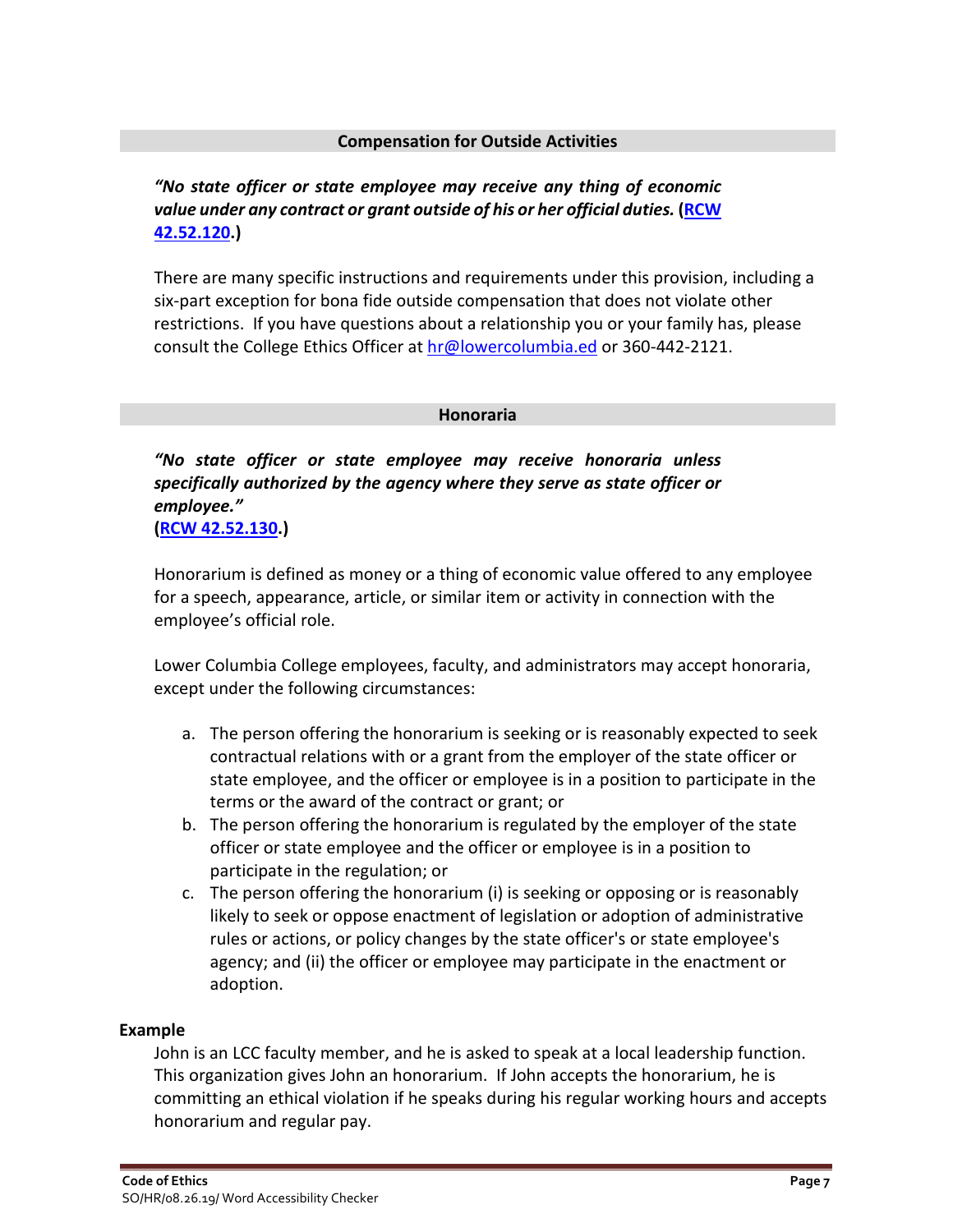## Compensation for Outside Activities

***"No state officer or state employee may receive any thing of economic value under any contract or grant outside of his or her official duties.*** **(RCW 42.52.120.)**

There are many specific instructions and requirements under this provision, including a six-part exception for bona fide outside compensation that does not violate other restrictions. If you have questions about a relationship you or your family has, please consult the College Ethics Officer at hr@lowercolumbia.ed or 360-442-2121.

## Honoraria

***"No state officer or state employee may receive honoraria unless specifically authorized by the agency where they serve as state officer or employee."***
**(RCW 42.52.130.)**

Honorarium is defined as money or a thing of economic value offered to any employee for a speech, appearance, article, or similar item or activity in connection with the employee's official role.

Lower Columbia College employees, faculty, and administrators may accept honoraria, except under the following circumstances:

a. The person offering the honorarium is seeking or is reasonably expected to seek contractual relations with or a grant from the employer of the state officer or state employee, and the officer or employee is in a position to participate in the terms or the award of the contract or grant; or
b. The person offering the honorarium is regulated by the employer of the state officer or state employee and the officer or employee is in a position to participate in the regulation; or
c. The person offering the honorarium (i) is seeking or opposing or is reasonably likely to seek or oppose enactment of legislation or adoption of administrative rules or actions, or policy changes by the state officer's or state employee's agency; and (ii) the officer or employee may participate in the enactment or adoption.

**Example**

John is an LCC faculty member, and he is asked to speak at a local leadership function. This organization gives John an honorarium. If John accepts the honorarium, he is committing an ethical violation if he speaks during his regular working hours and accepts honorarium and regular pay.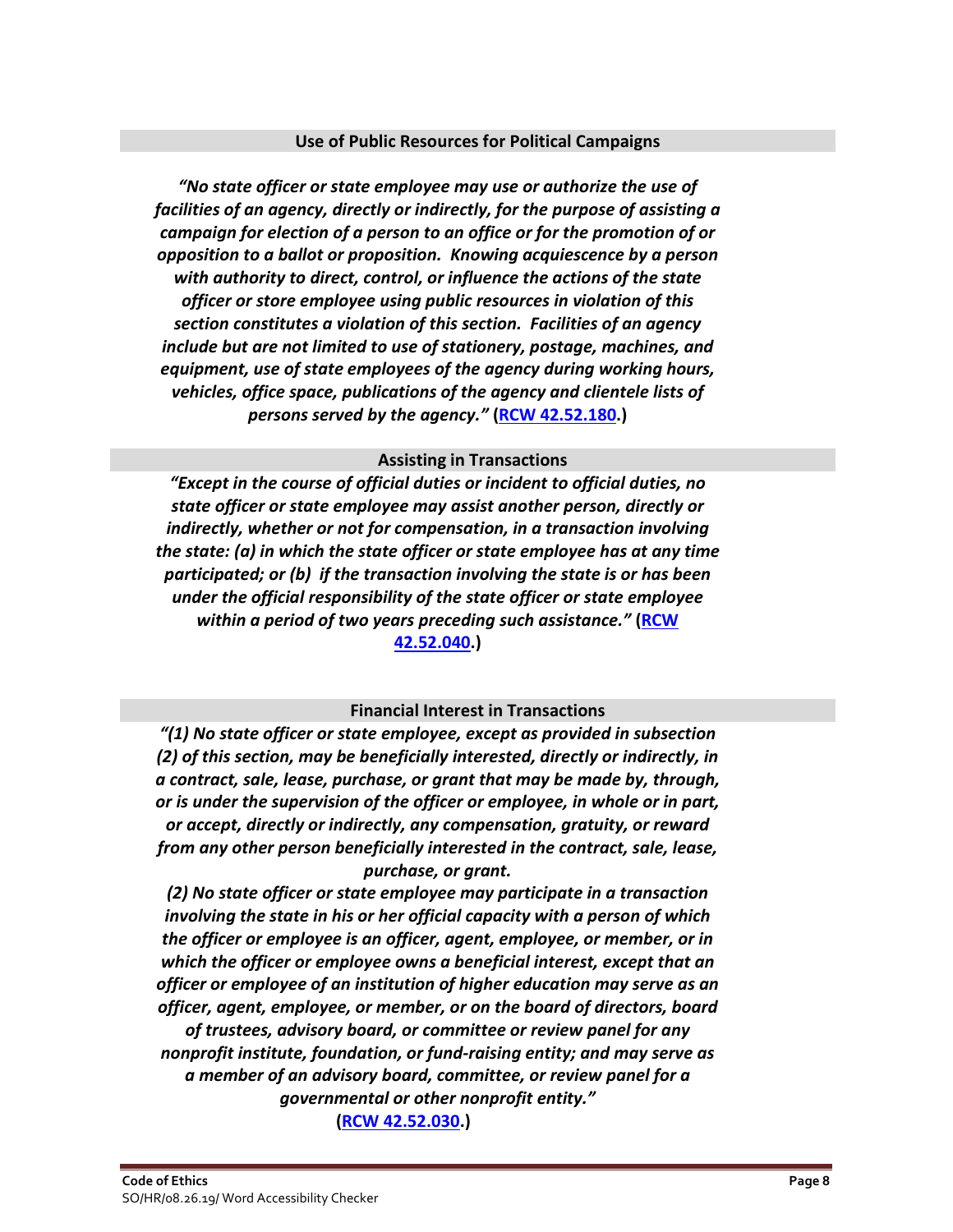### Use of Public Resources for Political Campaigns

***"No state officer or state employee may use or authorize the use of facilities of an agency, directly or indirectly, for the purpose of assisting a campaign for election of a person to an office or for the promotion of or opposition to a ballot or proposition. Knowing acquiescence by a person with authority to direct, control, or influence the actions of the state officer or store employee using public resources in violation of this section constitutes a violation of this section. Facilities of an agency include but are not limited to use of stationery, postage, machines, and equipment, use of state employees of the agency during working hours, vehicles, office space, publications of the agency and clientele lists of persons served by the agency."*** **(RCW 42.52.180.)**

### Assisting in Transactions

***"Except in the course of official duties or incident to official duties, no state officer or state employee may assist another person, directly or indirectly, whether or not for compensation, in a transaction involving the state: (a) in which the state officer or state employee has at any time participated; or (b) if the transaction involving the state is or has been under the official responsibility of the state officer or state employee within a period of two years preceding such assistance."*** **(RCW 42.52.040.)**

### Financial Interest in Transactions

***"(1) No state officer or state employee, except as provided in subsection (2) of this section, may be beneficially interested, directly or indirectly, in a contract, sale, lease, purchase, or grant that may be made by, through, or is under the supervision of the officer or employee, in whole or in part, or accept, directly or indirectly, any compensation, gratuity, or reward from any other person beneficially interested in the contract, sale, lease, purchase, or grant.***

***(2) No state officer or state employee may participate in a transaction involving the state in his or her official capacity with a person of which the officer or employee is an officer, agent, employee, or member, or in which the officer or employee owns a beneficial interest, except that an officer or employee of an institution of higher education may serve as an officer, agent, employee, or member, or on the board of directors, board of trustees, advisory board, or committee or review panel for any nonprofit institute, foundation, or fund-raising entity; and may serve as a member of an advisory board, committee, or review panel for a governmental or other nonprofit entity."***

**(RCW 42.52.030.)**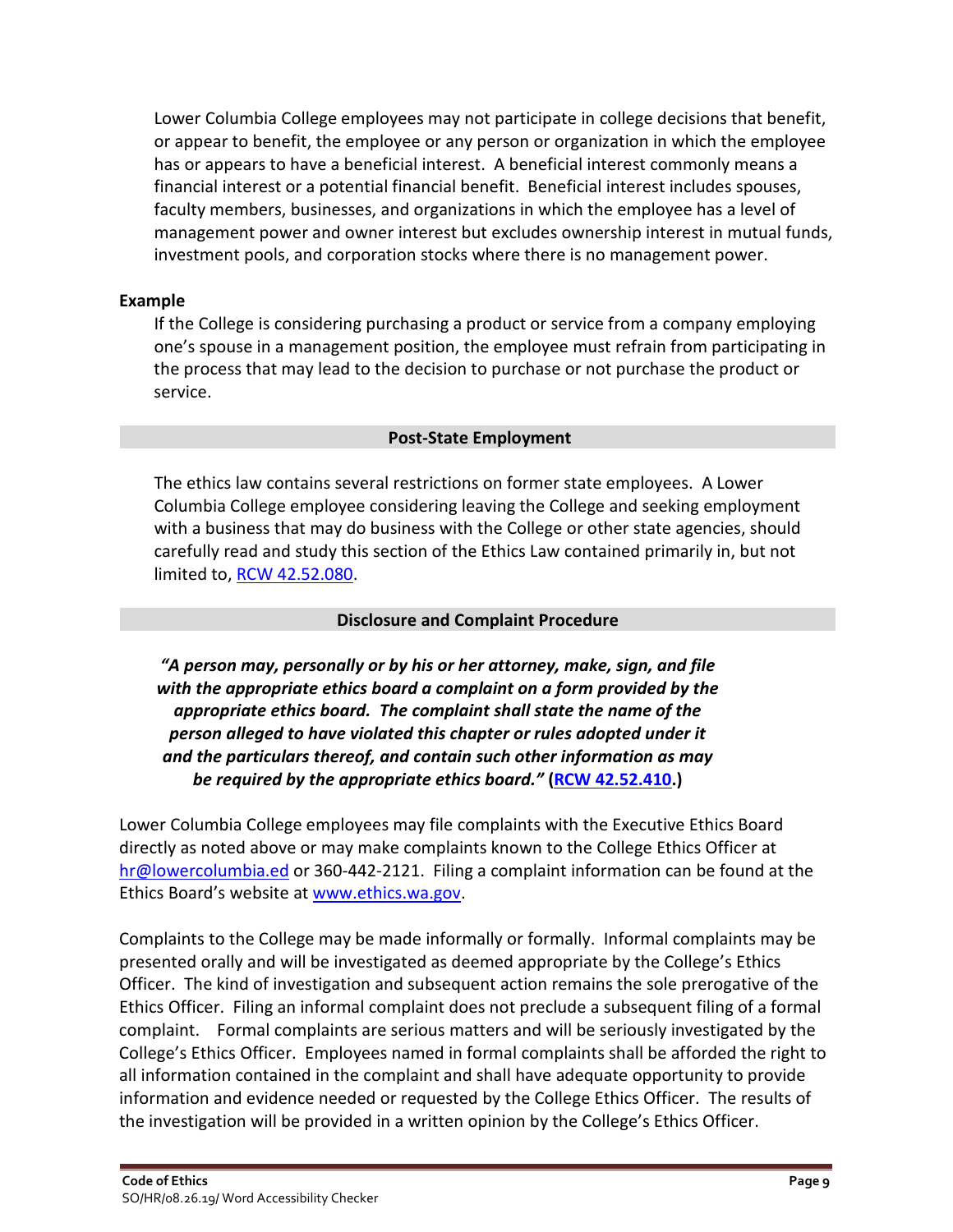Lower Columbia College employees may not participate in college decisions that benefit, or appear to benefit, the employee or any person or organization in which the employee has or appears to have a beneficial interest. A beneficial interest commonly means a financial interest or a potential financial benefit. Beneficial interest includes spouses, faculty members, businesses, and organizations in which the employee has a level of management power and owner interest but excludes ownership interest in mutual funds, investment pools, and corporation stocks where there is no management power.

**Example**

If the College is considering purchasing a product or service from a company employing one's spouse in a management position, the employee must refrain from participating in the process that may lead to the decision to purchase or not purchase the product or service.

## Post-State Employment

The ethics law contains several restrictions on former state employees. A Lower Columbia College employee considering leaving the College and seeking employment with a business that may do business with the College or other state agencies, should carefully read and study this section of the Ethics Law contained primarily in, but not limited to, RCW 42.52.080.

## Disclosure and Complaint Procedure

***"A person may, personally or by his or her attorney, make, sign, and file with the appropriate ethics board a complaint on a form provided by the appropriate ethics board. The complaint shall state the name of the person alleged to have violated this chapter or rules adopted under it and the particulars thereof, and contain such other information as may be required by the appropriate ethics board."*** **(RCW 42.52.410.)**

Lower Columbia College employees may file complaints with the Executive Ethics Board directly as noted above or may make complaints known to the College Ethics Officer at hr@lowercolumbia.ed or 360-442-2121. Filing a complaint information can be found at the Ethics Board's website at www.ethics.wa.gov.

Complaints to the College may be made informally or formally. Informal complaints may be presented orally and will be investigated as deemed appropriate by the College's Ethics Officer. The kind of investigation and subsequent action remains the sole prerogative of the Ethics Officer. Filing an informal complaint does not preclude a subsequent filing of a formal complaint. Formal complaints are serious matters and will be seriously investigated by the College's Ethics Officer. Employees named in formal complaints shall be afforded the right to all information contained in the complaint and shall have adequate opportunity to provide information and evidence needed or requested by the College Ethics Officer. The results of the investigation will be provided in a written opinion by the College's Ethics Officer.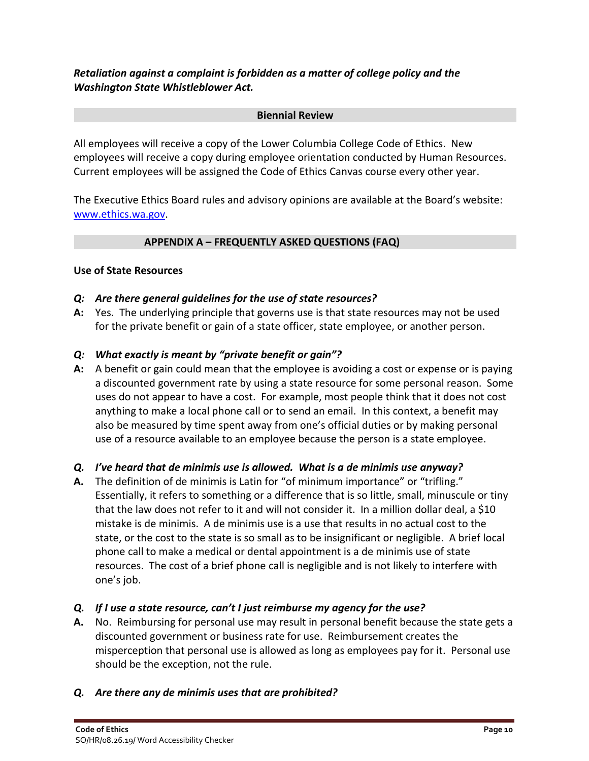***Retaliation against a complaint is forbidden as a matter of college policy and the Washington State Whistleblower Act.***

## Biennial Review

All employees will receive a copy of the Lower Columbia College Code of Ethics. New employees will receive a copy during employee orientation conducted by Human Resources. Current employees will be assigned the Code of Ethics Canvas course every other year.

The Executive Ethics Board rules and advisory opinions are available at the Board's website: [www.ethics.wa.gov](www.ethics.wa.gov).

## APPENDIX A – FREQUENTLY ASKED QUESTIONS (FAQ)

### Use of State Resources

***Q: Are there general guidelines for the use of state resources?***

**A:** Yes. The underlying principle that governs use is that state resources may not be used for the private benefit or gain of a state officer, state employee, or another person.

***Q: What exactly is meant by "private benefit or gain"?***

**A:** A benefit or gain could mean that the employee is avoiding a cost or expense or is paying a discounted government rate by using a state resource for some personal reason. Some uses do not appear to have a cost. For example, most people think that it does not cost anything to make a local phone call or to send an email. In this context, a benefit may also be measured by time spent away from one's official duties or by making personal use of a resource available to an employee because the person is a state employee.

***Q. I've heard that de minimis use is allowed. What is a de minimis use anyway?***

**A.** The definition of de minimis is Latin for "of minimum importance" or "trifling." Essentially, it refers to something or a difference that is so little, small, minuscule or tiny that the law does not refer to it and will not consider it. In a million dollar deal, a $10 mistake is de minimis. A de minimis use is a use that results in no actual cost to the state, or the cost to the state is so small as to be insignificant or negligible. A brief local phone call to make a medical or dental appointment is a de minimis use of state resources. The cost of a brief phone call is negligible and is not likely to interfere with one's job.

***Q. If I use a state resource, can't I just reimburse my agency for the use?***

**A.** No. Reimbursing for personal use may result in personal benefit because the state gets a discounted government or business rate for use. Reimbursement creates the misperception that personal use is allowed as long as employees pay for it. Personal use should be the exception, not the rule.

***Q. Are there any de minimis uses that are prohibited?***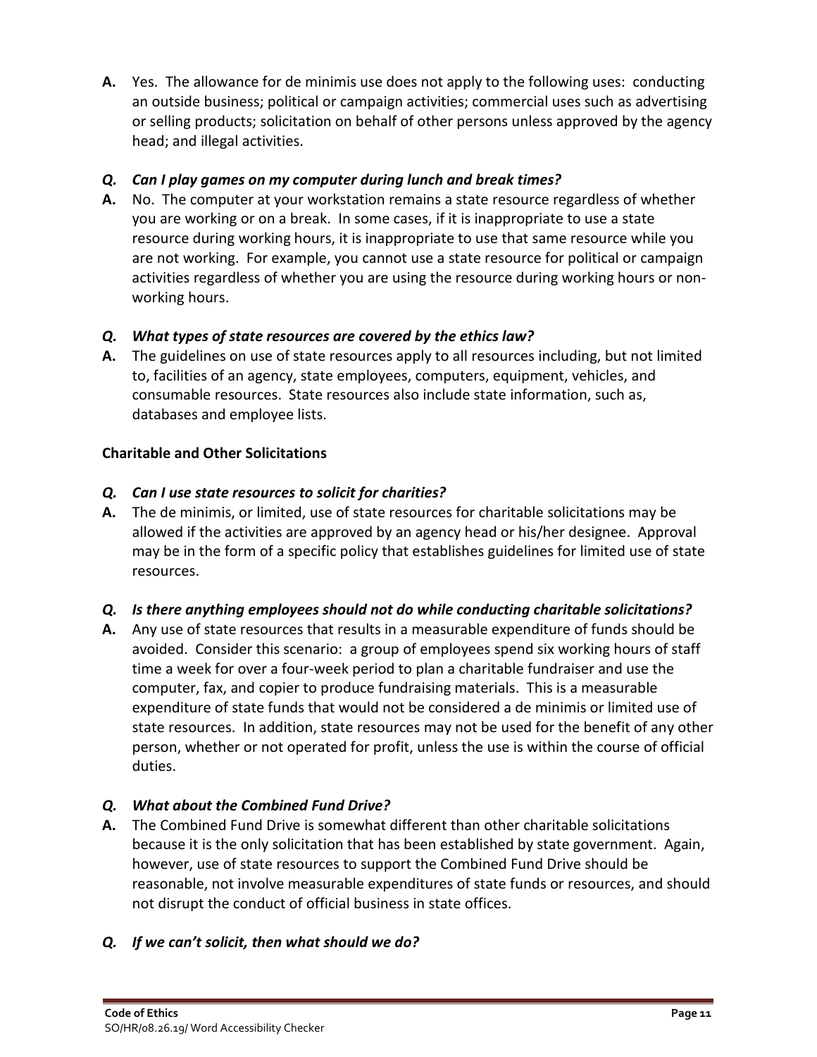**A.** Yes. The allowance for de minimis use does not apply to the following uses: conducting an outside business; political or campaign activities; commercial uses such as advertising or selling products; solicitation on behalf of other persons unless approved by the agency head; and illegal activities.

***Q. Can I play games on my computer during lunch and break times?***

**A.** No. The computer at your workstation remains a state resource regardless of whether you are working or on a break. In some cases, if it is inappropriate to use a state resource during working hours, it is inappropriate to use that same resource while you are not working. For example, you cannot use a state resource for political or campaign activities regardless of whether you are using the resource during working hours or non-working hours.

***Q. What types of state resources are covered by the ethics law?***

**A.** The guidelines on use of state resources apply to all resources including, but not limited to, facilities of an agency, state employees, computers, equipment, vehicles, and consumable resources. State resources also include state information, such as, databases and employee lists.

**Charitable and Other Solicitations**

***Q. Can I use state resources to solicit for charities?***

**A.** The de minimis, or limited, use of state resources for charitable solicitations may be allowed if the activities are approved by an agency head or his/her designee. Approval may be in the form of a specific policy that establishes guidelines for limited use of state resources.

***Q. Is there anything employees should not do while conducting charitable solicitations?***

**A.** Any use of state resources that results in a measurable expenditure of funds should be avoided. Consider this scenario: a group of employees spend six working hours of staff time a week for over a four-week period to plan a charitable fundraiser and use the computer, fax, and copier to produce fundraising materials. This is a measurable expenditure of state funds that would not be considered a de minimis or limited use of state resources. In addition, state resources may not be used for the benefit of any other person, whether or not operated for profit, unless the use is within the course of official duties.

***Q. What about the Combined Fund Drive?***

**A.** The Combined Fund Drive is somewhat different than other charitable solicitations because it is the only solicitation that has been established by state government. Again, however, use of state resources to support the Combined Fund Drive should be reasonable, not involve measurable expenditures of state funds or resources, and should not disrupt the conduct of official business in state offices.

***Q. If we can't solicit, then what should we do?***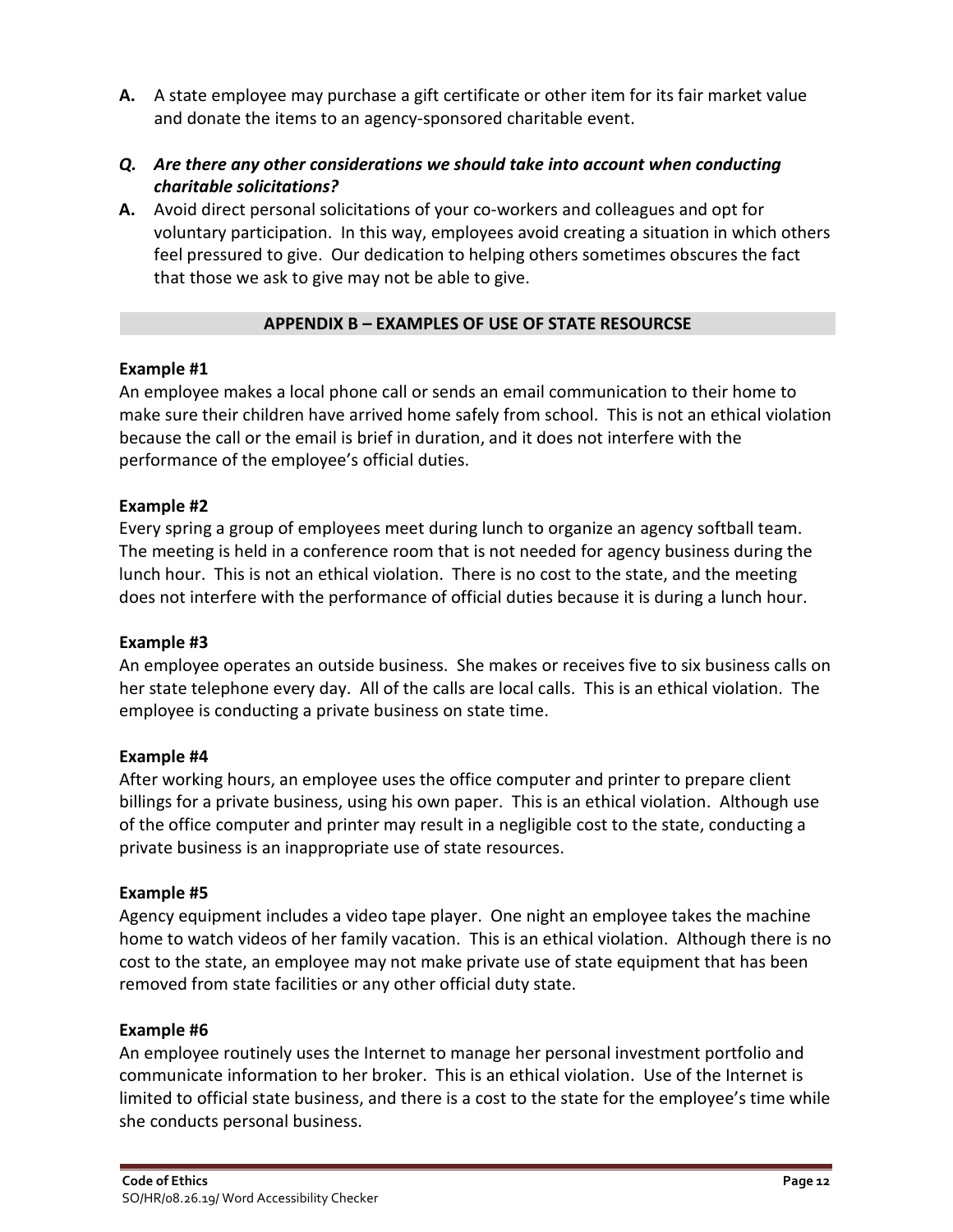**A.** A state employee may purchase a gift certificate or other item for its fair market value and donate the items to an agency-sponsored charitable event.

***Q. Are there any other considerations we should take into account when conducting charitable solicitations?***

**A.** Avoid direct personal solicitations of your co-workers and colleagues and opt for voluntary participation. In this way, employees avoid creating a situation in which others feel pressured to give. Our dedication to helping others sometimes obscures the fact that those we ask to give may not be able to give.

## APPENDIX B – EXAMPLES OF USE OF STATE RESOURCSE

**Example #1**

An employee makes a local phone call or sends an email communication to their home to make sure their children have arrived home safely from school. This is not an ethical violation because the call or the email is brief in duration, and it does not interfere with the performance of the employee's official duties.

**Example #2**

Every spring a group of employees meet during lunch to organize an agency softball team. The meeting is held in a conference room that is not needed for agency business during the lunch hour. This is not an ethical violation. There is no cost to the state, and the meeting does not interfere with the performance of official duties because it is during a lunch hour.

**Example #3**

An employee operates an outside business. She makes or receives five to six business calls on her state telephone every day. All of the calls are local calls. This is an ethical violation. The employee is conducting a private business on state time.

**Example #4**

After working hours, an employee uses the office computer and printer to prepare client billings for a private business, using his own paper. This is an ethical violation. Although use of the office computer and printer may result in a negligible cost to the state, conducting a private business is an inappropriate use of state resources.

**Example #5**

Agency equipment includes a video tape player. One night an employee takes the machine home to watch videos of her family vacation. This is an ethical violation. Although there is no cost to the state, an employee may not make private use of state equipment that has been removed from state facilities or any other official duty state.

**Example #6**

An employee routinely uses the Internet to manage her personal investment portfolio and communicate information to her broker. This is an ethical violation. Use of the Internet is limited to official state business, and there is a cost to the state for the employee's time while she conducts personal business.